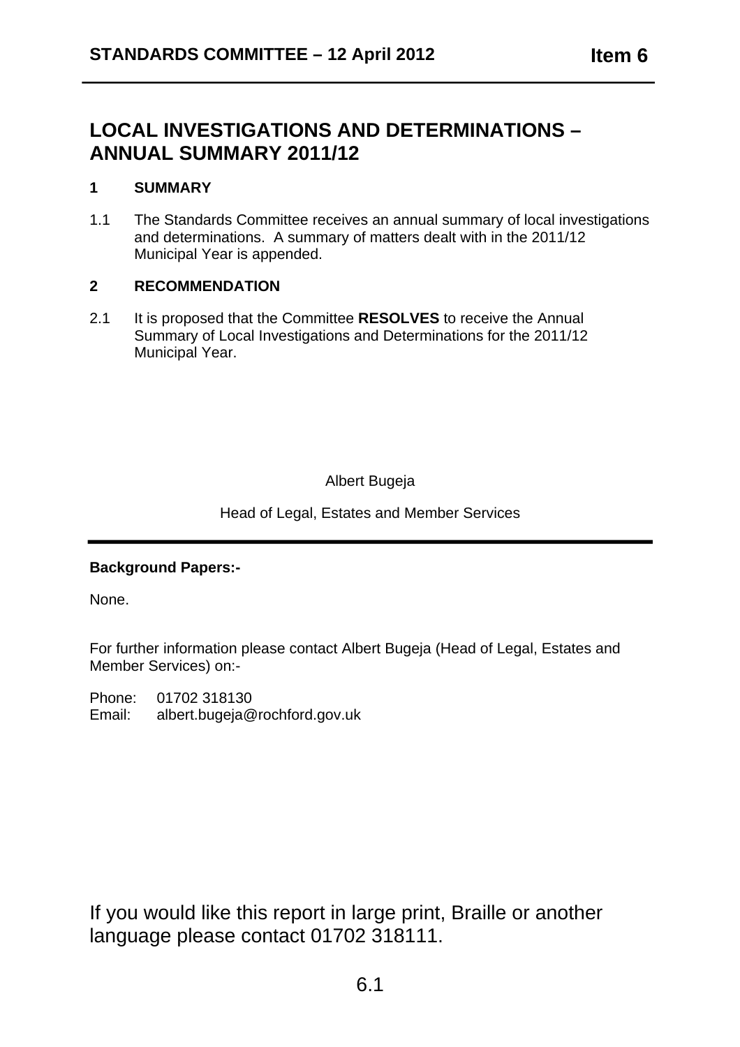# LOCAL INVESTIGATIONS AND DETERMINATIONS – ANNUAL SUMMARY 2011/12

## 1 SUMMARY

1.1 The Standards Committee receives an annual summary of local investigations and determinations. A summary of matters dealt with in the 2011/12 Municipal Year is appended.

## 2 RECOMMENDATION

2.1 It is proposed that the Committee **RESOLVES** to receive the Annual Summary of Local Investigations and Determinations for the 2011/12 Municipal Year.

Albert Bugeja

Head of Legal, Estates and Member Services

---

**Background Papers:-**

None.

For further information please contact Albert Bugeja (Head of Legal, Estates and Member Services) on:-

Phone: 01702 318130
Email: albert.bugeja@rochford.gov.uk

If you would like this report in large print, Braille or another language please contact 01702 318111.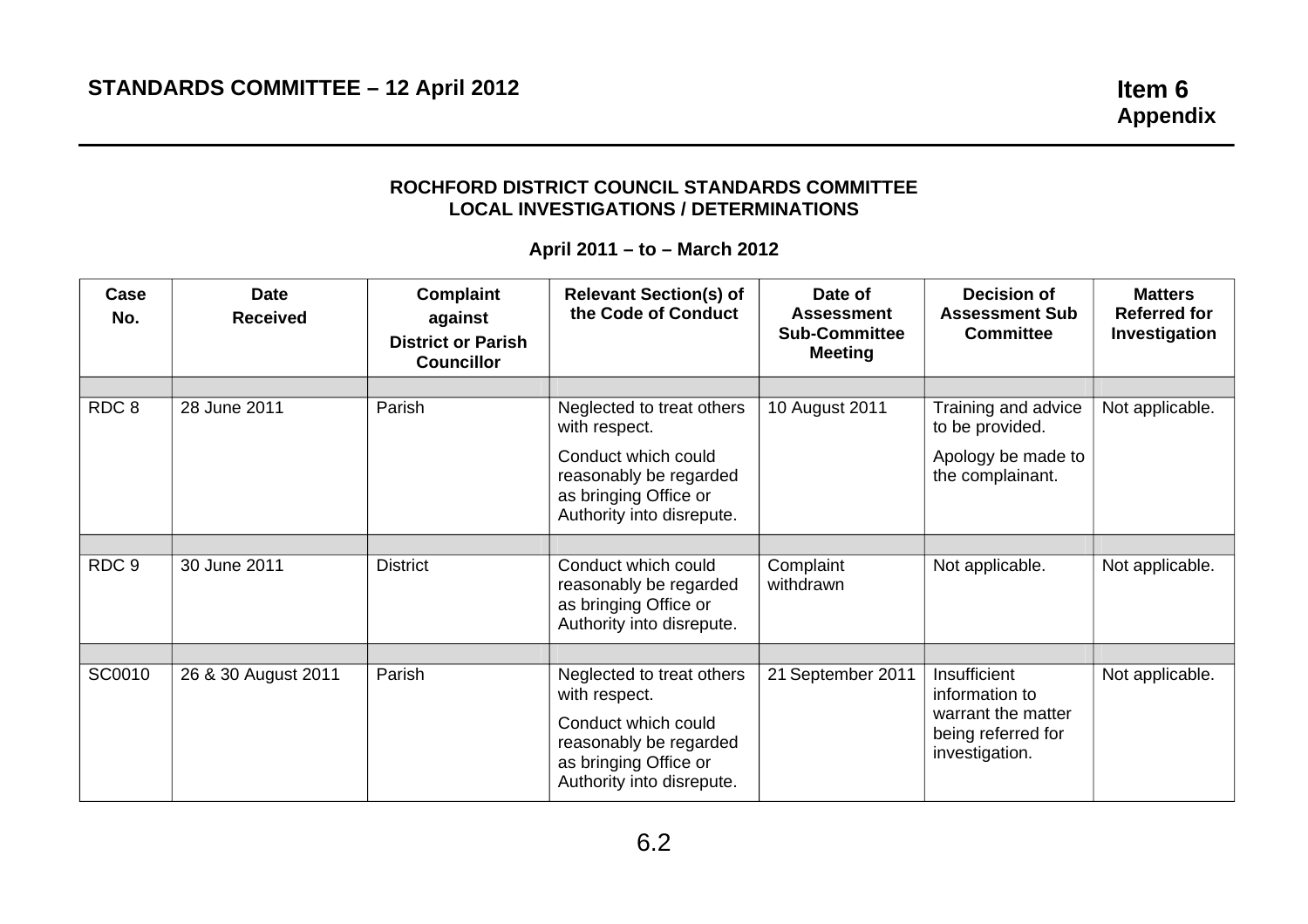**STANDARDS COMMITTEE – 12 April 2012**

**Item 6**
**Appendix**

## ROCHFORD DISTRICT COUNCIL STANDARDS COMMITTEE
## LOCAL INVESTIGATIONS / DETERMINATIONS

### April 2011 – to – March 2012

| Case No. | Date Received | Complaint against District or Parish Councillor | Relevant Section(s) of the Code of Conduct | Date of Assessment Sub-Committee Meeting | Decision of Assessment Sub Committee | Matters Referred for Investigation |
|---|---|---|---|---|---|---|
| RDC 8 | 28 June 2011 | Parish | Neglected to treat others with respect.<br>Conduct which could reasonably be regarded as bringing Office or Authority into disrepute. | 10 August 2011 | Training and advice to be provided.<br>Apology be made to the complainant. | Not applicable. |
| RDC 9 | 30 June 2011 | District | Conduct which could reasonably be regarded as bringing Office or Authority into disrepute. | Complaint withdrawn | Not applicable. | Not applicable. |
| SC0010 | 26 & 30 August 2011 | Parish | Neglected to treat others with respect.<br>Conduct which could reasonably be regarded as bringing Office or Authority into disrepute. | 21 September 2011 | Insufficient information to warrant the matter being referred for investigation. | Not applicable. |